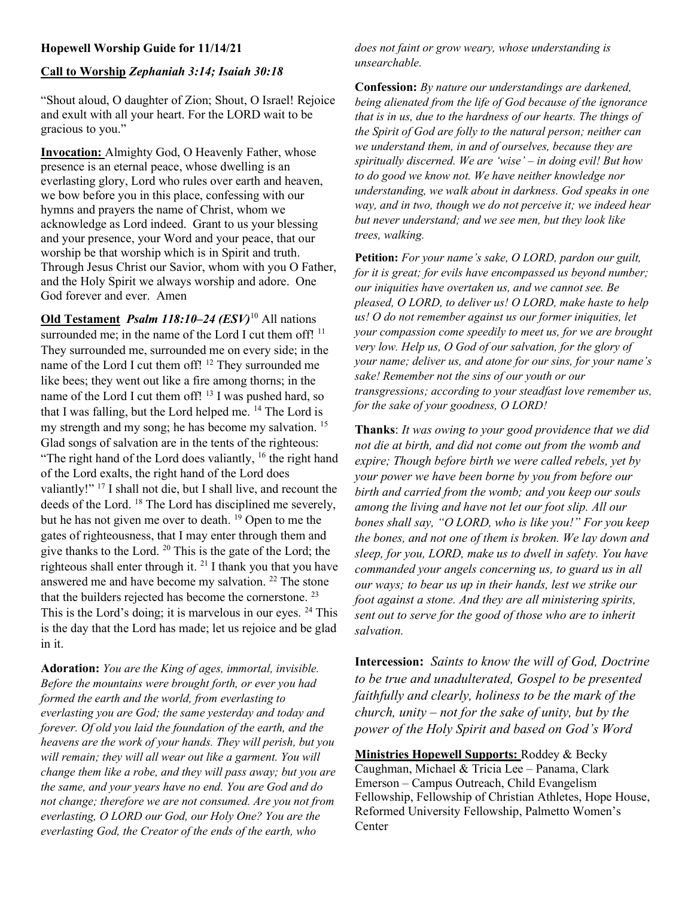**Hopewell Worship Guide for 11/14/21**

**Call to Worship** ***Zephaniah 3:14; Isaiah 30:18***

"Shout aloud, O daughter of Zion; Shout, O Israel! Rejoice and exult with all your heart. For the LORD wait to be gracious to you."

**Invocation:** Almighty God, O Heavenly Father, whose presence is an eternal peace, whose dwelling is an everlasting glory, Lord who rules over earth and heaven, we bow before you in this place, confessing with our hymns and prayers the name of Christ, whom we acknowledge as Lord indeed. Grant to us your blessing and your presence, your Word and your peace, that our worship be that worship which is in Spirit and truth. Through Jesus Christ our Savior, whom with you O Father, and the Holy Spirit we always worship and adore. One God forever and ever. Amen

**Old Testament** ***Psalm 118:10–24 (ESV)***[10] All nations surrounded me; in the name of the Lord I cut them off! [11] They surrounded me, surrounded me on every side; in the name of the Lord I cut them off! [12] They surrounded me like bees; they went out like a fire among thorns; in the name of the Lord I cut them off! [13] I was pushed hard, so that I was falling, but the Lord helped me. [14] The Lord is my strength and my song; he has become my salvation. [15] Glad songs of salvation are in the tents of the righteous: "The right hand of the Lord does valiantly, [16] the right hand of the Lord exalts, the right hand of the Lord does valiantly!" [17] I shall not die, but I shall live, and recount the deeds of the Lord. [18] The Lord has disciplined me severely, but he has not given me over to death. [19] Open to me the gates of righteousness, that I may enter through them and give thanks to the Lord. [20] This is the gate of the Lord; the righteous shall enter through it. [21] I thank you that you have answered me and have become my salvation. [22] The stone that the builders rejected has become the cornerstone. [23] This is the Lord's doing; it is marvelous in our eyes. [24] This is the day that the Lord has made; let us rejoice and be glad in it.

**Adoration:** *You are the King of ages, immortal, invisible. Before the mountains were brought forth, or ever you had formed the earth and the world, from everlasting to everlasting you are God; the same yesterday and today and forever. Of old you laid the foundation of the earth, and the heavens are the work of your hands. They will perish, but you will remain; they will all wear out like a garment. You will change them like a robe, and they will pass away; but you are the same, and your years have no end. You are God and do not change; therefore we are not consumed. Are you not from everlasting, O LORD our God, our Holy One? You are the everlasting God, the Creator of the ends of the earth, who does not faint or grow weary, whose understanding is unsearchable.*

**Confession:** *By nature our understandings are darkened, being alienated from the life of God because of the ignorance that is in us, due to the hardness of our hearts. The things of the Spirit of God are folly to the natural person; neither can we understand them, in and of ourselves, because they are spiritually discerned. We are 'wise' – in doing evil! But how to do good we know not. We have neither knowledge nor understanding, we walk about in darkness. God speaks in one way, and in two, though we do not perceive it; we indeed hear but never understand; and we see men, but they look like trees, walking.*

**Petition:** *For your name's sake, O LORD, pardon our guilt, for it is great; for evils have encompassed us beyond number; our iniquities have overtaken us, and we cannot see. Be pleased, O LORD, to deliver us! O LORD, make haste to help us! O do not remember against us our former iniquities, let your compassion come speedily to meet us, for we are brought very low. Help us, O God of our salvation, for the glory of your name; deliver us, and atone for our sins, for your name's sake! Remember not the sins of our youth or our transgressions; according to your steadfast love remember us, for the sake of your goodness, O LORD!*

**Thanks**: *It was owing to your good providence that we did not die at birth, and did not come out from the womb and expire; Though before birth we were called rebels, yet by your power we have been borne by you from before our birth and carried from the womb; and you keep our souls among the living and have not let our foot slip. All our bones shall say, "O LORD, who is like you!" For you keep the bones, and not one of them is broken. We lay down and sleep, for you, LORD, make us to dwell in safety. You have commanded your angels concerning us, to guard us in all our ways; to bear us up in their hands, lest we strike our foot against a stone. And they are all ministering spirits, sent out to serve for the good of those who are to inherit salvation.*

**Intercession:** *Saints to know the will of God, Doctrine to be true and unadulterated, Gospel to be presented faithfully and clearly, holiness to be the mark of the church, unity – not for the sake of unity, but by the power of the Holy Spirit and based on God's Word*

**Ministries Hopewell Supports:** Roddey & Becky Caughman, Michael & Tricia Lee – Panama, Clark Emerson – Campus Outreach, Child Evangelism Fellowship, Fellowship of Christian Athletes, Hope House, Reformed University Fellowship, Palmetto Women's Center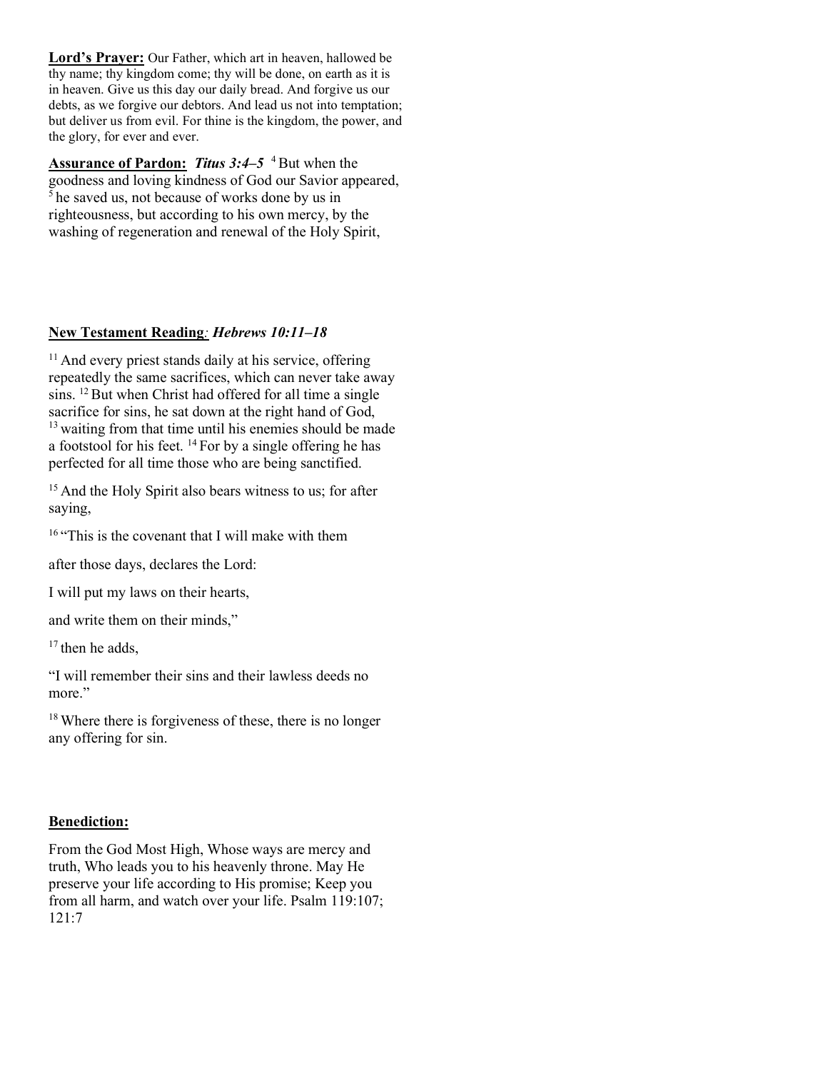**Lord's Prayer:** Our Father, which art in heaven, hallowed be thy name; thy kingdom come; thy will be done, on earth as it is in heaven. Give us this day our daily bread. And forgive us our debts, as we forgive our debtors. And lead us not into temptation; but deliver us from evil. For thine is the kingdom, the power, and the glory, for ever and ever.

**Assurance of Pardon:** ***Titus 3:4–5*** [4] But when the goodness and loving kindness of God our Savior appeared, [5] he saved us, not because of works done by us in righteousness, but according to his own mercy, by the washing of regeneration and renewal of the Holy Spirit,

**New Testament Reading**: ***Hebrews 10:11–18***

[11] And every priest stands daily at his service, offering repeatedly the same sacrifices, which can never take away sins. [12] But when Christ had offered for all time a single sacrifice for sins, he sat down at the right hand of God, [13] waiting from that time until his enemies should be made a footstool for his feet. [14] For by a single offering he has perfected for all time those who are being sanctified.

[15] And the Holy Spirit also bears witness to us; for after saying,

[16] "This is the covenant that I will make with them

after those days, declares the Lord:

I will put my laws on their hearts,

and write them on their minds,"

[17] then he adds,

"I will remember their sins and their lawless deeds no more."

[18] Where there is forgiveness of these, there is no longer any offering for sin.

**Benediction:**

From the God Most High, Whose ways are mercy and truth, Who leads you to his heavenly throne. May He preserve your life according to His promise; Keep you from all harm, and watch over your life. Psalm 119:107; 121:7